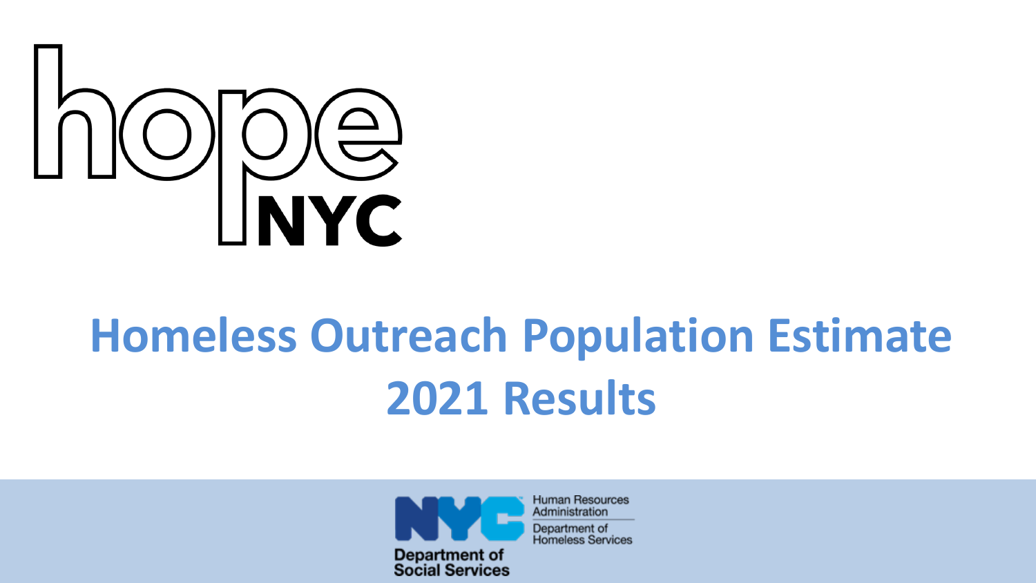hope NYC

# Homeless Outreach Population Estimate 2021 Results

Human Resources Administration

Department of Homeless Services

Department of Social Services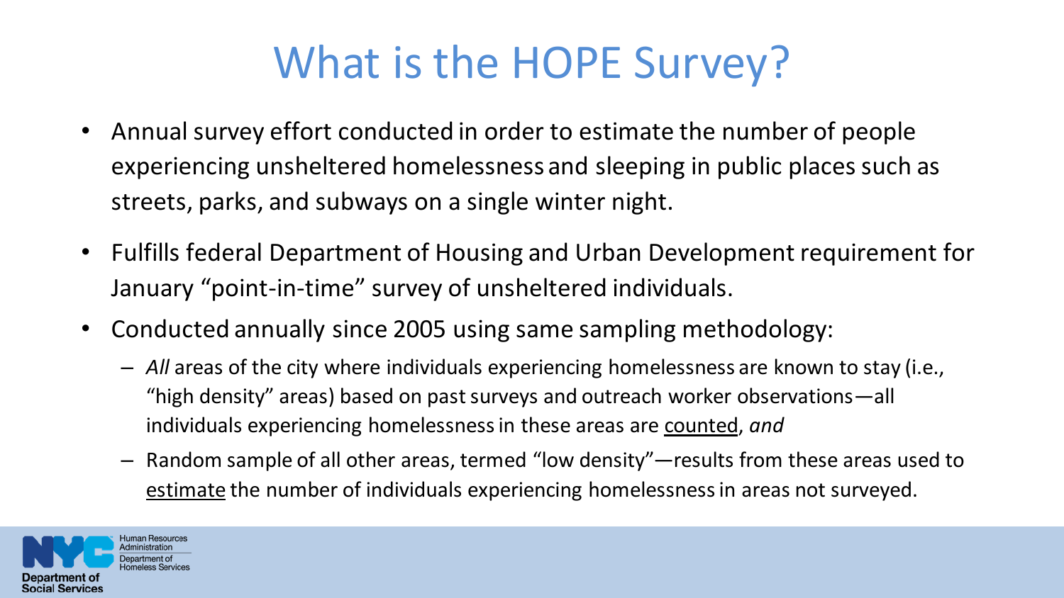# What is the HOPE Survey?

- Annual survey effort conducted in order to estimate the number of people experiencing unsheltered homelessness and sleeping in public places such as streets, parks, and subways on a single winter night.
- Fulfills federal Department of Housing and Urban Development requirement for January "point-in-time" survey of unsheltered individuals.
- Conducted annually since 2005 using same sampling methodology:
  - *All* areas of the city where individuals experiencing homelessness are known to stay (i.e., "high density" areas) based on past surveys and outreach worker observations—all individuals experiencing homelessness in these areas are <u>counted</u>, *and*
  - Random sample of all other areas, termed "low density"—results from these areas used to <u>estimate</u> the number of individuals experiencing homelessness in areas not surveyed.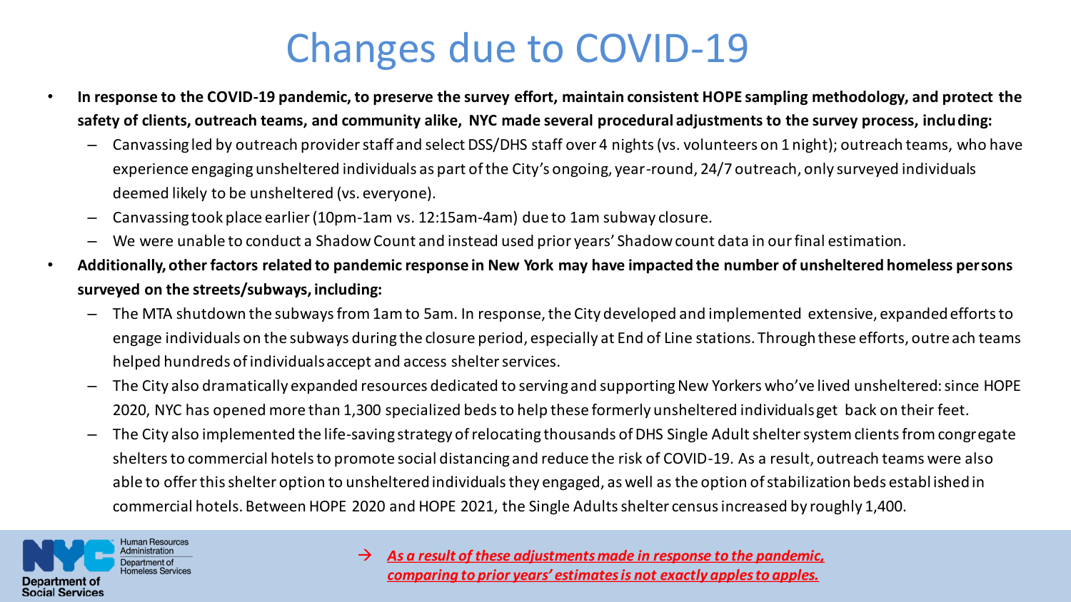# Changes due to COVID-19

- **In response to the COVID-19 pandemic, to preserve the survey effort, maintain consistent HOPE sampling methodology, and protect the safety of clients, outreach teams, and community alike, NYC made several procedural adjustments to the survey process, including:**
  - Canvassing led by outreach provider staff and select DSS/DHS staff over 4 nights (vs. volunteers on 1 night); outreach teams, who have experience engaging unsheltered individuals as part of the City's ongoing, year-round, 24/7 outreach, only surveyed individuals deemed likely to be unsheltered (vs. everyone).
  - Canvassing took place earlier (10pm-1am vs. 12:15am-4am) due to 1am subway closure.
  - We were unable to conduct a Shadow Count and instead used prior years' Shadow count data in our final estimation.
- **Additionally, other factors related to pandemic response in New York may have impacted the number of unsheltered homeless persons surveyed on the streets/subways, including:**
  - The MTA shutdown the subways from 1am to 5am. In response, the City developed and implemented extensive, expanded efforts to engage individuals on the subways during the closure period, especially at End of Line stations. Through these efforts, outreach teams helped hundreds of individuals accept and access shelter services.
  - The City also dramatically expanded resources dedicated to serving and supporting New Yorkers who've lived unsheltered: since HOPE 2020, NYC has opened more than 1,300 specialized beds to help these formerly unsheltered individuals get back on their feet.
  - The City also implemented the life-saving strategy of relocating thousands of DHS Single Adult shelter system clients from congregate shelters to commercial hotels to promote social distancing and reduce the risk of COVID-19. As a result, outreach teams were also able to offer this shelter option to unsheltered individuals they engaged, as well as the option of stabilization beds established in commercial hotels. Between HOPE 2020 and HOPE 2021, the Single Adults shelter census increased by roughly 1,400.

→ ***As a result of these adjustments made in response to the pandemic, comparing to prior years' estimates is not exactly apples to apples.***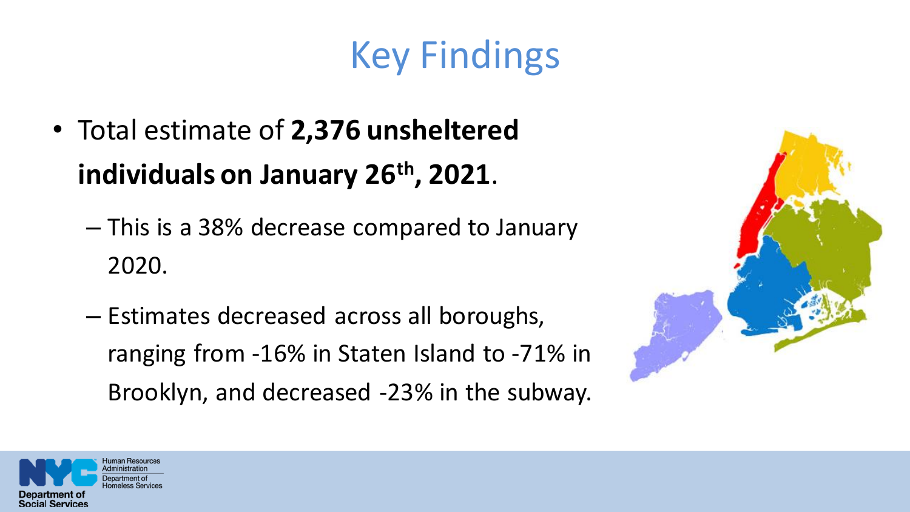# Key Findings

- Total estimate of **2,376 unsheltered individuals on January 26th, 2021**.
  - This is a 38% decrease compared to January 2020.
  - Estimates decreased across all boroughs, ranging from -16% in Staten Island to -71% in Brooklyn, and decreased -23% in the subway.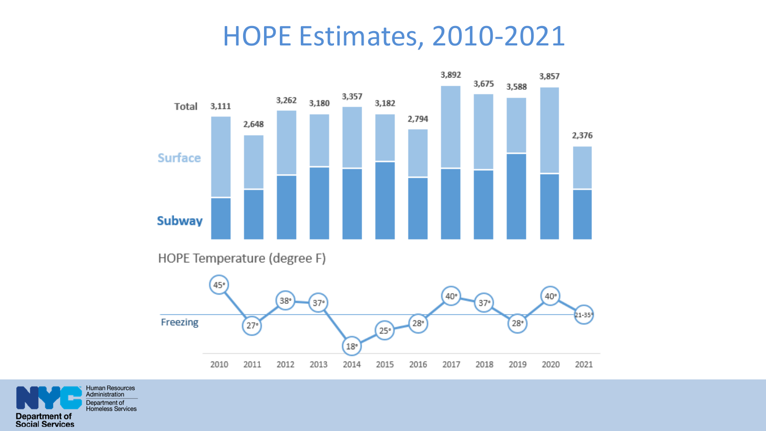# HOPE Estimates, 2010-2021

| | 2010 | 2011 | 2012 | 2013 | 2014 | 2015 | 2016 | 2017 | 2018 | 2019 | 2020 | 2021 |
|---|---|---|---|---|---|---|---|---|---|---|---|---|
| Total | 3,111 | 2,648 | 3,262 | 3,180 | 3,357 | 3,182 | 2,794 | 3,892 | 3,675 | 3,588 | 3,857 | 2,376 |

Surface

Subway

HOPE Temperature (degree F)

| 2010 | 2011 | 2012 | 2013 | 2014 | 2015 | 2016 | 2017 | 2018 | 2019 | 2020 | 2021 |
|---|---|---|---|---|---|---|---|---|---|---|---|
| 45° | 27° | 38° | 37° | 18° | 25° | 28° | 40° | 37° | 28° | 40° | 21-35° |

Freezing

NYC Department of Social Services — Human Resources Administration, Department of Homeless Services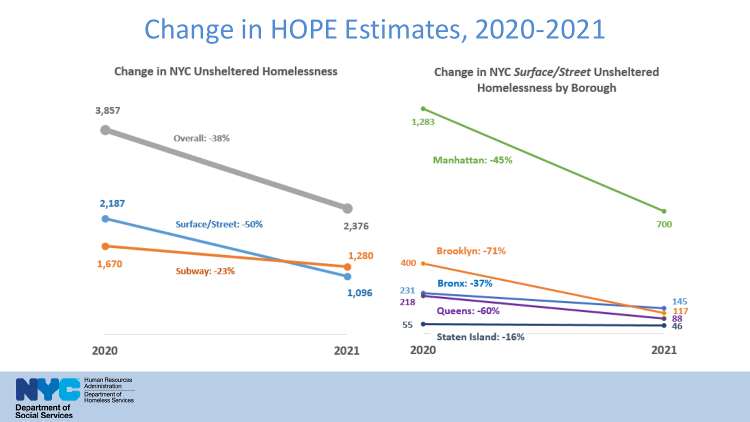# Change in HOPE Estimates, 2020-2021

## Change in NYC Unsheltered Homelessness

3,857

Overall: -38%

2,376

2,187

Surface/Street: -50%

1,096

1,670

Subway: -23%

1,280

2020

2021

## Change in NYC *Surface/Street* Unsheltered Homelessness by Borough

1,283

Manhattan: -45%

700

Brooklyn: -71%

400

117

Bronx: -37%

231

145

218

Queens: -60%

88

55

Staten Island: -16%

46

2020

2021